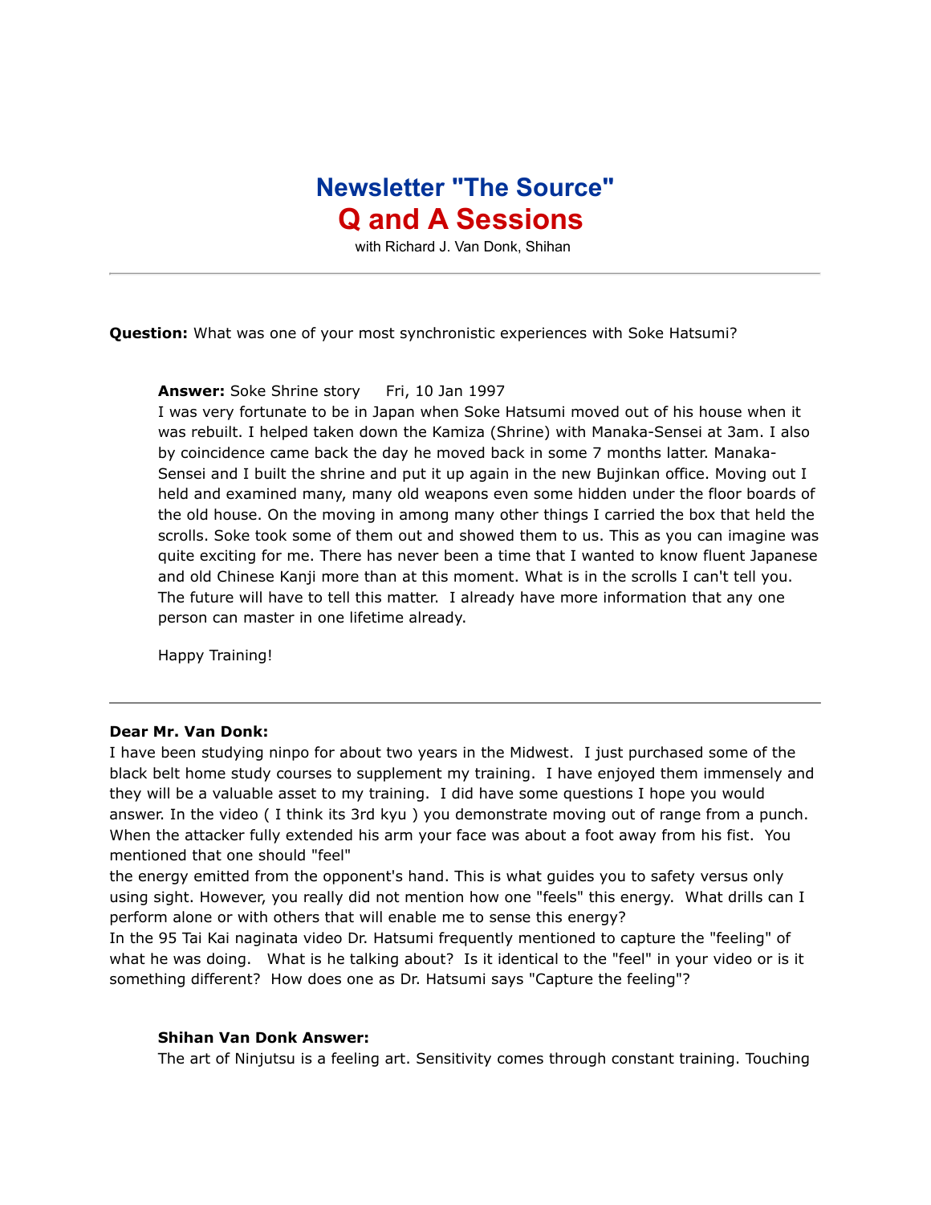# Newsletter "The Source"

# Q and A Sessions

with Richard J. Van Donk, Shihan

---

**Question:** What was one of your most synchronistic experiences with Soke Hatsumi?

> **Answer:** Soke Shrine story     Fri, 10 Jan 1997
> I was very fortunate to be in Japan when Soke Hatsumi moved out of his house when it was rebuilt. I helped taken down the Kamiza (Shrine) with Manaka-Sensei at 3am. I also by coincidence came back the day he moved back in some 7 months latter. Manaka-Sensei and I built the shrine and put it up again in the new Bujinkan office. Moving out I held and examined many, many old weapons even some hidden under the floor boards of the old house. On the moving in among many other things I carried the box that held the scrolls. Soke took some of them out and showed them to us. This as you can imagine was quite exciting for me. There has never been a time that I wanted to know fluent Japanese and old Chinese Kanji more than at this moment. What is in the scrolls I can't tell you. The future will have to tell this matter. I already have more information that any one person can master in one lifetime already.
>
> Happy Training!

---

**Dear Mr. Van Donk:**
I have been studying ninpo for about two years in the Midwest. I just purchased some of the black belt home study courses to supplement my training. I have enjoyed them immensely and they will be a valuable asset to my training. I did have some questions I hope you would answer. In the video ( I think its 3rd kyu ) you demonstrate moving out of range from a punch. When the attacker fully extended his arm your face was about a foot away from his fist. You mentioned that one should "feel"
the energy emitted from the opponent's hand. This is what guides you to safety versus only using sight. However, you really did not mention how one "feels" this energy. What drills can I perform alone or with others that will enable me to sense this energy?
In the 95 Tai Kai naginata video Dr. Hatsumi frequently mentioned to capture the "feeling" of what he was doing. What is he talking about? Is it identical to the "feel" in your video or is it something different? How does one as Dr. Hatsumi says "Capture the feeling"?

> **Shihan Van Donk Answer:**
> The art of Ninjutsu is a feeling art. Sensitivity comes through constant training. Touching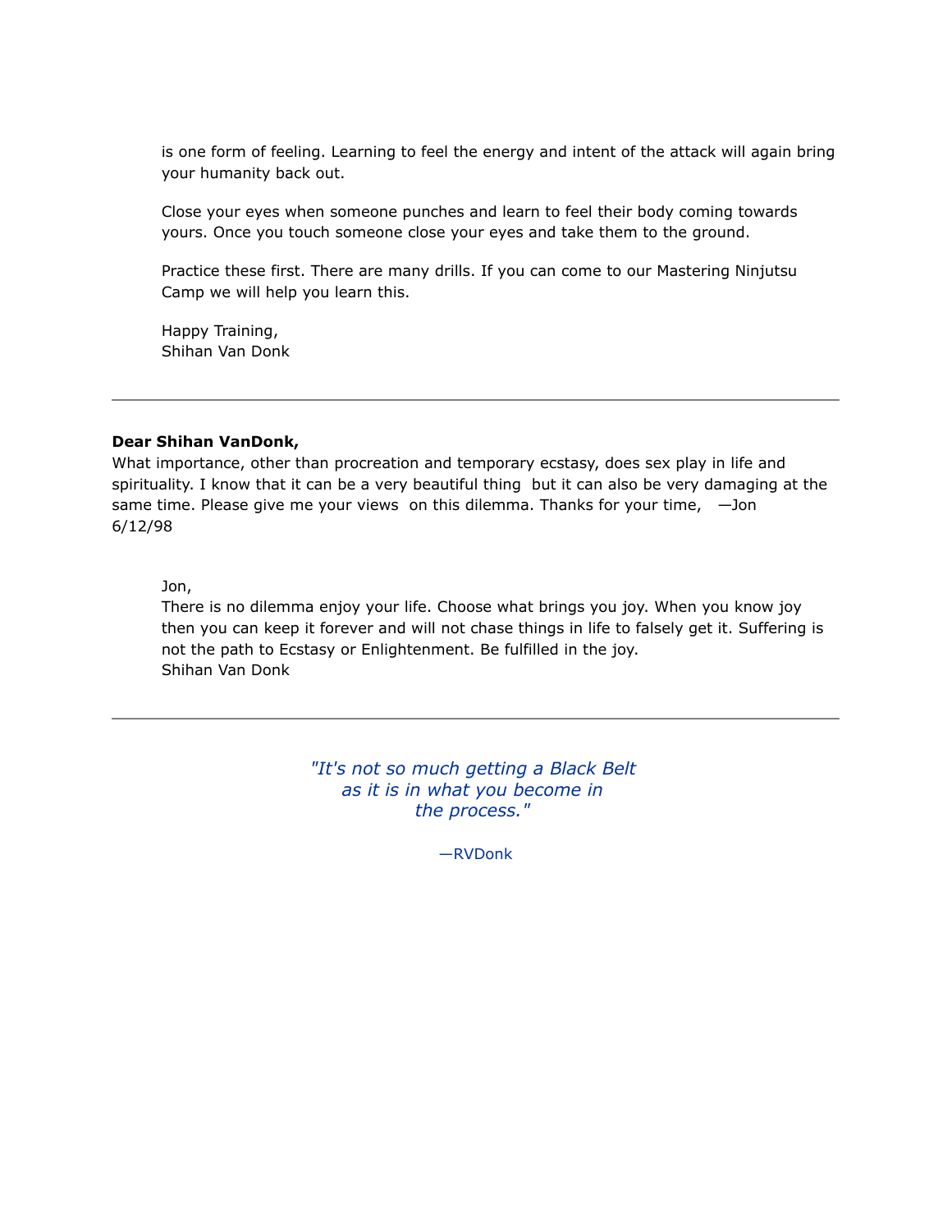is one form of feeling. Learning to feel the energy and intent of the attack will again bring your humanity back out.

Close your eyes when someone punches and learn to feel their body coming towards yours. Once you touch someone close your eyes and take them to the ground.

Practice these first. There are many drills. If you can come to our Mastering Ninjutsu Camp we will help you learn this.

Happy Training,
Shihan Van Donk

---

**Dear Shihan VanDonk,**
What importance, other than procreation and temporary ecstasy, does sex play in life and spirituality. I know that it can be a very beautiful thing but it can also be very damaging at the same time. Please give me your views on this dilemma. Thanks for your time, —Jon 6/12/98

Jon,
There is no dilemma enjoy your life. Choose what brings you joy. When you know joy then you can keep it forever and will not chase things in life to falsely get it. Suffering is not the path to Ecstasy or Enlightenment. Be fulfilled in the joy.
Shihan Van Donk

---

*"It's not so much getting a Black Belt as it is in what you become in the process."*

—RVDonk